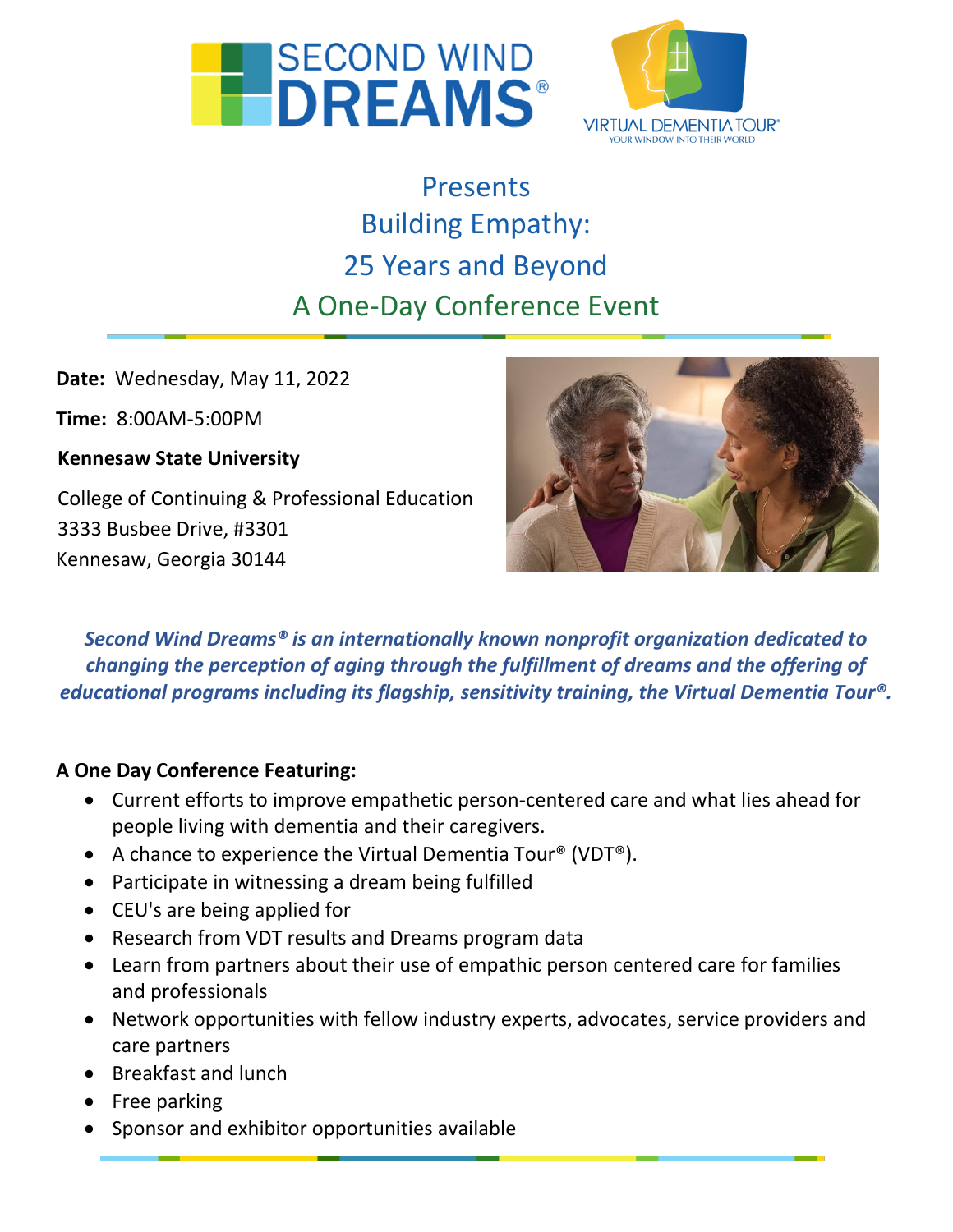# Presents
# Building Empathy:
# 25 Years and Beyond
## A One-Day Conference Event

**Date:** Wednesday, May 11, 2022

**Time:** 8:00AM-5:00PM

**Kennesaw State University**

College of Continuing & Professional Education
3333 Busbee Drive, #3301
Kennesaw, Georgia 30144

***Second Wind Dreams® is an internationally known nonprofit organization dedicated to changing the perception of aging through the fulfillment of dreams and the offering of educational programs including its flagship, sensitivity training, the Virtual Dementia Tour®.***

**A One Day Conference Featuring:**

- Current efforts to improve empathetic person-centered care and what lies ahead for people living with dementia and their caregivers.
- A chance to experience the Virtual Dementia Tour® (VDT®).
- Participate in witnessing a dream being fulfilled
- CEU's are being applied for
- Research from VDT results and Dreams program data
- Learn from partners about their use of empathic person centered care for families and professionals
- Network opportunities with fellow industry experts, advocates, service providers and care partners
- Breakfast and lunch
- Free parking
- Sponsor and exhibitor opportunities available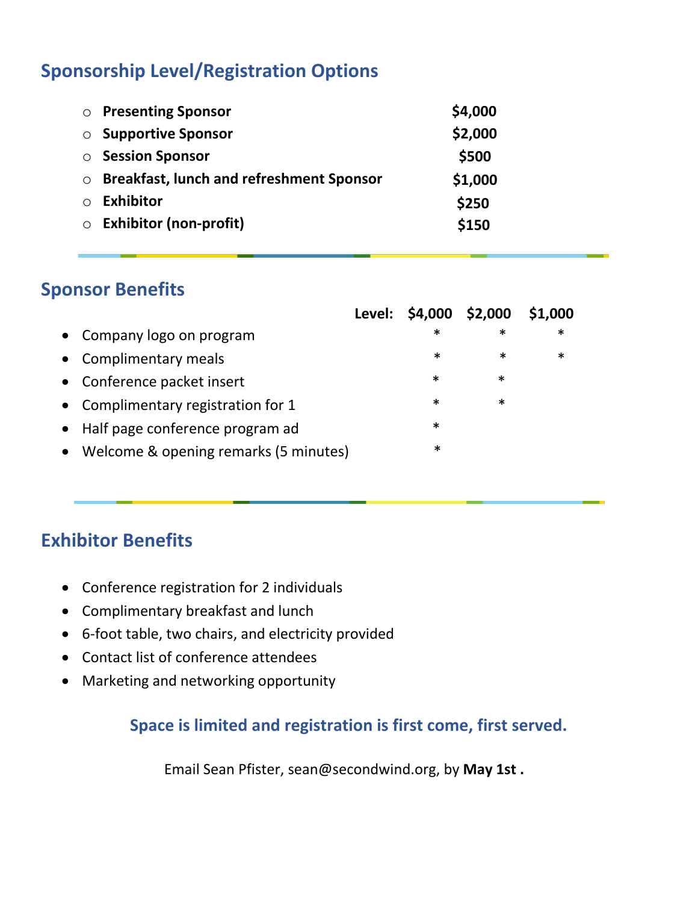## Sponsorship Level/Registration Options

| | |
|---|---|
| **Presenting Sponsor** | **$4,000** |
| **Supportive Sponsor** | **$2,000** |
| **Session Sponsor** | **$500** |
| **Breakfast, lunch and refreshment Sponsor** | **$1,000** |
| **Exhibitor** | **$250** |
| **Exhibitor (non-profit)** | **$150** |

## Sponsor Benefits

| Level: | $4,000 | $2,000 | $1,000 |
|---|---|---|---|
| Company logo on program | * | * | * |
| Complimentary meals | * | * | * |
| Conference packet insert | * | * | |
| Complimentary registration for 1 | * | * | |
| Half page conference program ad | * | | |
| Welcome & opening remarks (5 minutes) | * | | |

## Exhibitor Benefits

- Conference registration for 2 individuals
- Complimentary breakfast and lunch
- 6-foot table, two chairs, and electricity provided
- Contact list of conference attendees
- Marketing and networking opportunity

### Space is limited and registration is first come, first served.

Email Sean Pfister, sean@secondwind.org, by **May 1st .**